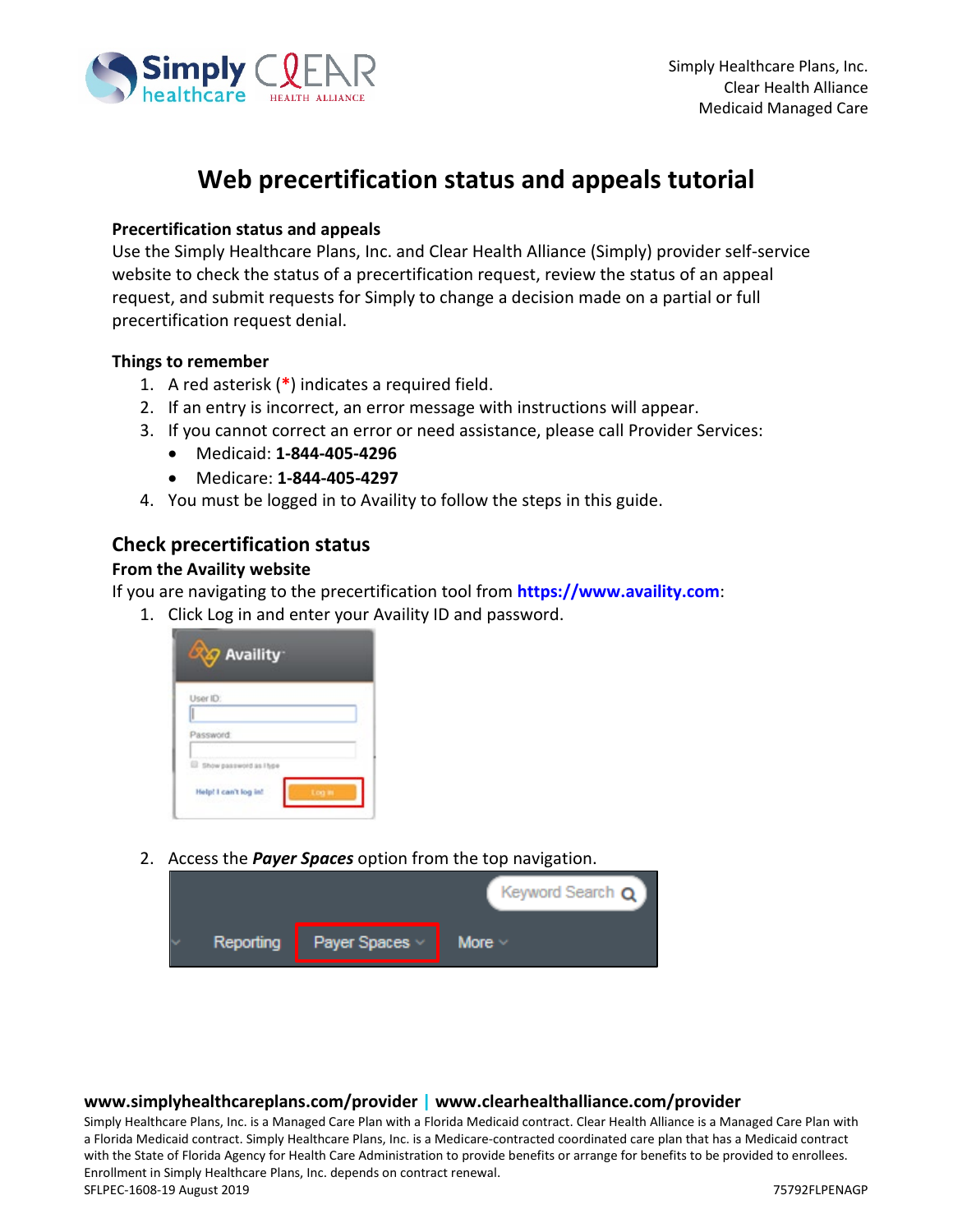Simply Healthcare Plans, Inc.
Clear Health Alliance
Medicaid Managed Care

# Web precertification status and appeals tutorial

**Precertification status and appeals**

Use the Simply Healthcare Plans, Inc. and Clear Health Alliance (Simply) provider self-service website to check the status of a precertification request, review the status of an appeal request, and submit requests for Simply to change a decision made on a partial or full precertification request denial.

**Things to remember**

1. A red asterisk (*) indicates a required field.
2. If an entry is incorrect, an error message with instructions will appear.
3. If you cannot correct an error or need assistance, please call Provider Services:
   - Medicaid: **1-844-405-4296**
   - Medicare: **1-844-405-4297**
4. You must be logged in to Availity to follow the steps in this guide.

## Check precertification status

### From the Availity website

If you are navigating to the precertification tool from **https://www.availity.com**:

1. Click Log in and enter your Availity ID and password.
2. Access the ***Payer Spaces*** option from the top navigation.

**www.simplyhealthcareplans.com/provider | www.clearhealthalliance.com/provider**

Simply Healthcare Plans, Inc. is a Managed Care Plan with a Florida Medicaid contract. Clear Health Alliance is a Managed Care Plan with a Florida Medicaid contract. Simply Healthcare Plans, Inc. is a Medicare-contracted coordinated care plan that has a Medicaid contract with the State of Florida Agency for Health Care Administration to provide benefits or arrange for benefits to be provided to enrollees. Enrollment in Simply Healthcare Plans, Inc. depends on contract renewal.

SFLPEC-1608-19 August 2019 75792FLPENAGP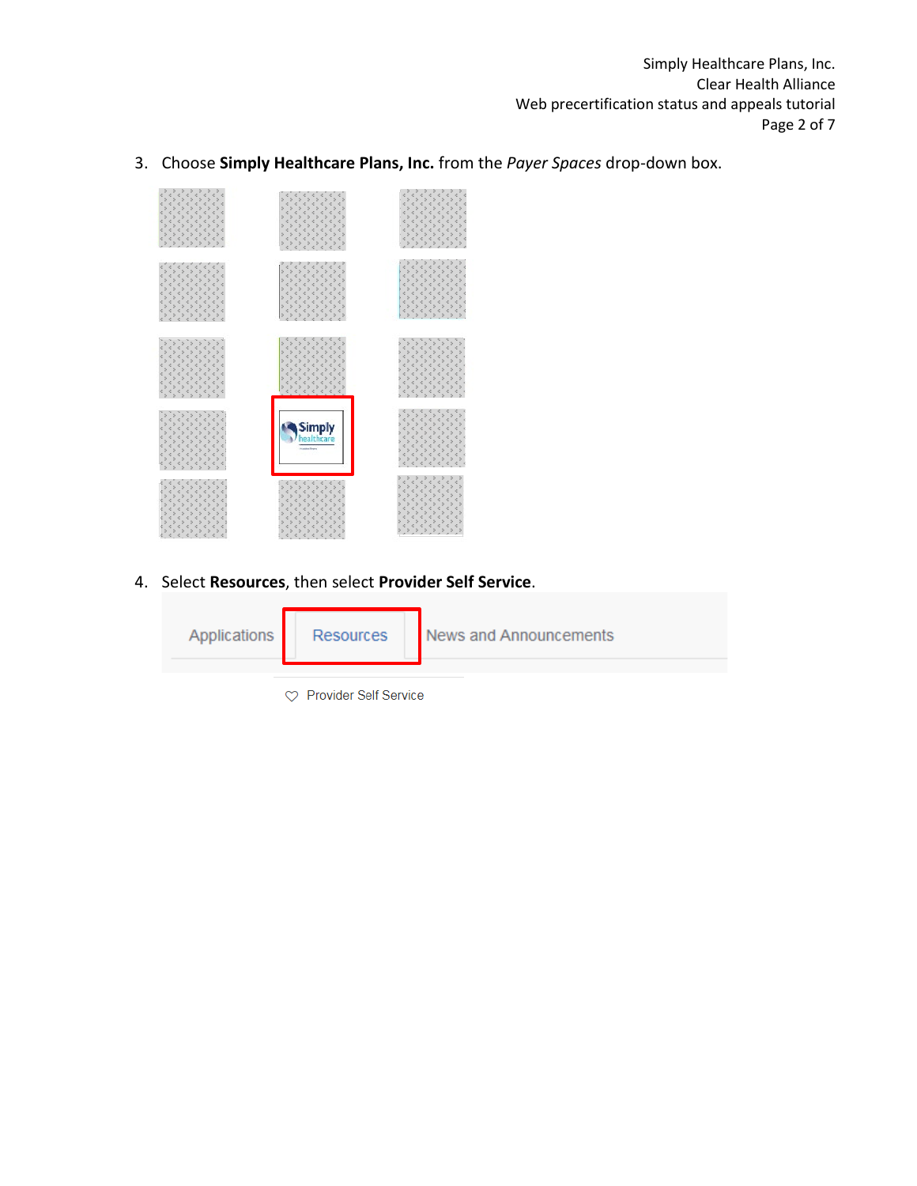3. Choose **Simply Healthcare Plans, Inc.** from the *Payer Spaces* drop-down box.

4. Select **Resources**, then select **Provider Self Service**.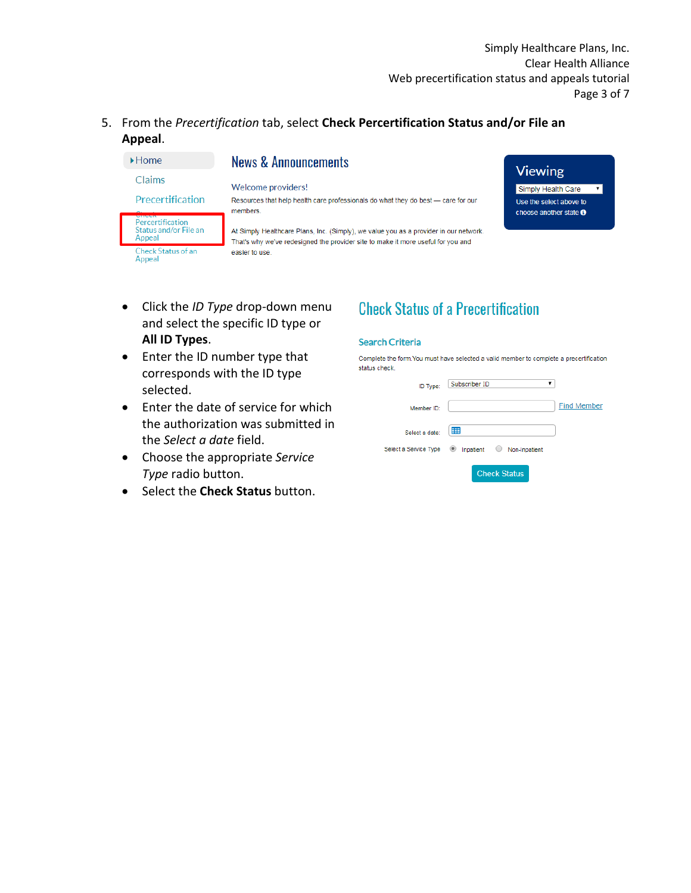5. From the *Precertification* tab, select **Check Percertification Status and/or File an Appeal**.

Home

Claims

Precertification

Check Percertification Status and/or File an Appeal

Check Status of an Appeal

News & Announcements

Welcome providers!

Resources that help health care professionals do what they do best — care for our members.

At Simply Healthcare Plans, Inc. (Simply), we value you as a provider in our network. That's why we've redesigned the provider site to make it more useful for you and easier to use.

Viewing

Simply Health Care

Use the select above to choose another state

- Click the *ID Type* drop-down menu and select the specific ID type or **All ID Types**.
- Enter the ID number type that corresponds with the ID type selected.
- Enter the date of service for which the authorization was submitted in the *Select a date* field.
- Choose the appropriate *Service Type* radio button.
- Select the **Check Status** button.

Check Status of a Precertification

Search Criteria

Complete the form. You must have selected a valid member to complete a precertification status check.

ID Type: Subscriber ID

Member ID: Find Member

Select a date:

Select a Service Type: Inpatient Non-Inpatient

Check Status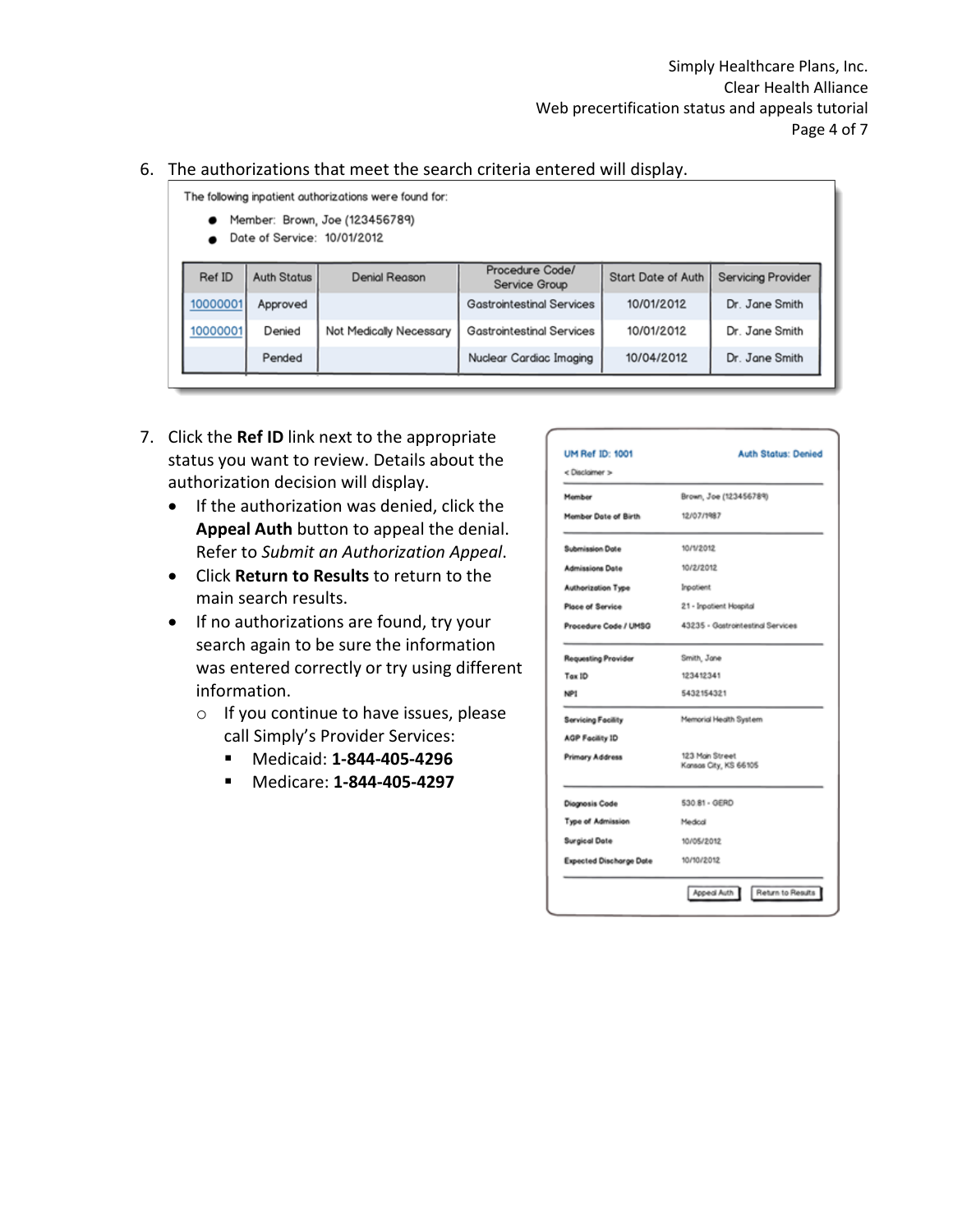6. The authorizations that meet the search criteria entered will display.

The following inpatient authorizations were found for:

- Member: Brown, Joe (123456789)
- Date of Service: 10/01/2012

| Ref ID | Auth Status | Denial Reason | Procedure Code/ Service Group | Start Date of Auth | Servicing Provider |
|---|---|---|---|---|---|
| 10000001 | Approved | | Gastrointestinal Services | 10/01/2012 | Dr. Jane Smith |
| 10000001 | Denied | Not Medically Necessary | Gastrointestinal Services | 10/01/2012 | Dr. Jane Smith |
| | Pended | | Nuclear Cardiac Imaging | 10/04/2012 | Dr. Jane Smith |

7. Click the **Ref ID** link next to the appropriate status you want to review. Details about the authorization decision will display.
   - If the authorization was denied, click the **Appeal Auth** button to appeal the denial. Refer to *Submit an Authorization Appeal*.
   - Click **Return to Results** to return to the main search results.
   - If no authorizations are found, try your search again to be sure the information was entered correctly or try using different information.
     - If you continue to have issues, please call Simply's Provider Services:
       - Medicaid: **1-844-405-4296**
       - Medicare: **1-844-405-4297**

UM Ref ID: 1001 — Auth Status: Denied

< Disclaimer >

| | |
|---|---|
| Member | Brown, Joe (123456789) |
| Member Date of Birth | 12/07/1987 |
| Submission Date | 10/1/2012 |
| Admissions Date | 10/2/2012 |
| Authorization Type | Inpatient |
| Place of Service | 21 - Inpatient Hospital |
| Procedure Code / UMSG | 43235 - Gastrointestinal Services |
| Requesting Provider | Smith, Jane |
| Tax ID | 123412341 |
| NPI | 5432154321 |
| Servicing Facility | Memorial Health System |
| AGP Facility ID | |
| Primary Address | 123 Main Street Kansas City, KS 66105 |
| Diagnosis Code | 530.81 - GERD |
| Type of Admission | Medical |
| Surgical Date | 10/05/2012 |
| Expected Discharge Date | 10/10/2012 |

[Appeal Auth] [Return to Results]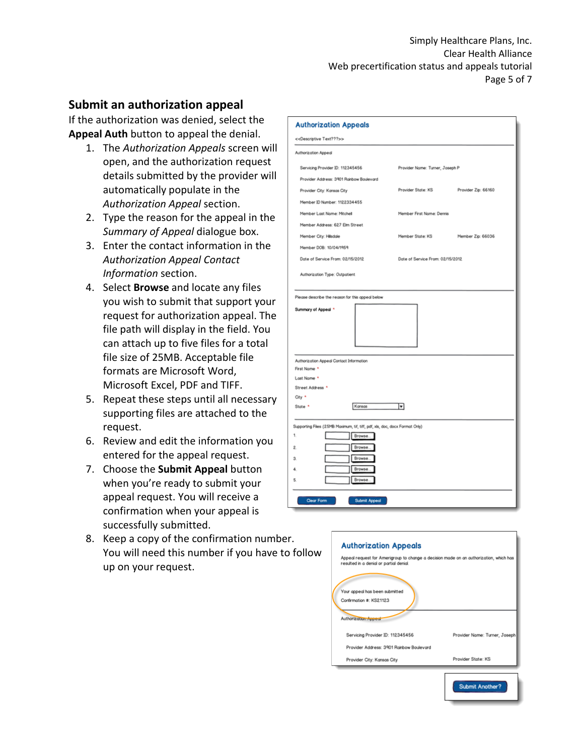## Submit an authorization appeal

If the authorization was denied, select the **Appeal Auth** button to appeal the denial.

1. The *Authorization Appeals* screen will open, and the authorization request details submitted by the provider will automatically populate in the *Authorization Appeal* section.
2. Type the reason for the appeal in the *Summary of Appeal* dialogue box.
3. Enter the contact information in the *Authorization Appeal Contact Information* section.
4. Select **Browse** and locate any files you wish to submit that support your request for authorization appeal. The file path will display in the field. You can attach up to five files for a total file size of 25MB. Acceptable file formats are Microsoft Word, Microsoft Excel, PDF and TIFF.
5. Repeat these steps until all necessary supporting files are attached to the request.
6. Review and edit the information you entered for the appeal request.
7. Choose the **Submit Appeal** button when you're ready to submit your appeal request. You will receive a confirmation when your appeal is successfully submitted.
8. Keep a copy of the confirmation number. You will need this number if you have to follow up on your request.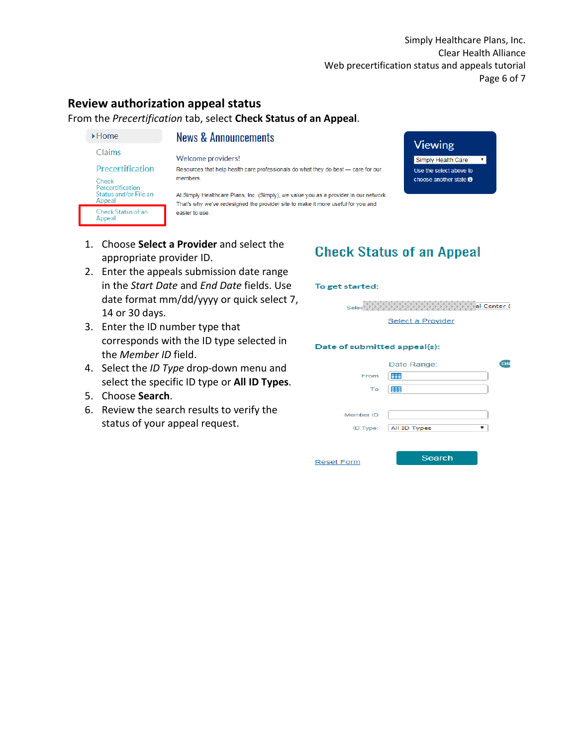## Review authorization appeal status

From the *Precertification* tab, select **Check Status of an Appeal**.

Home
Claims
Precertification
Check Percertification Status and/or File an Appeal
Check Status of an Appeal

News & Announcements

Welcome providers!

Resources that help health care professionals do what they do best — care for our members.

At Simply Healthcare Plans, Inc. (Simply), we value you as a provider in our network. That's why we've redesigned the provider site to make it more useful for you and easier to use.

Viewing
Simply Health Care
Use the select above to choose another state

1. Choose **Select a Provider** and select the appropriate provider ID.
2. Enter the appeals submission date range in the *Start Date* and *End Date* fields. Use date format mm/dd/yyyy or quick select 7, 14 or 30 days.
3. Enter the ID number type that corresponds with the ID type selected in the *Member ID* field.
4. Select the *ID Type* drop-down menu and select the specific ID type or **All ID Types**.
5. Choose **Search**.
6. Review the search results to verify the status of your appeal request.

Check Status of an Appeal

To get started:

Select a Provider

Date of submitted appeal(s):

Date Range:
From
To

Member ID
ID Type: All ID Types

Reset Form
Search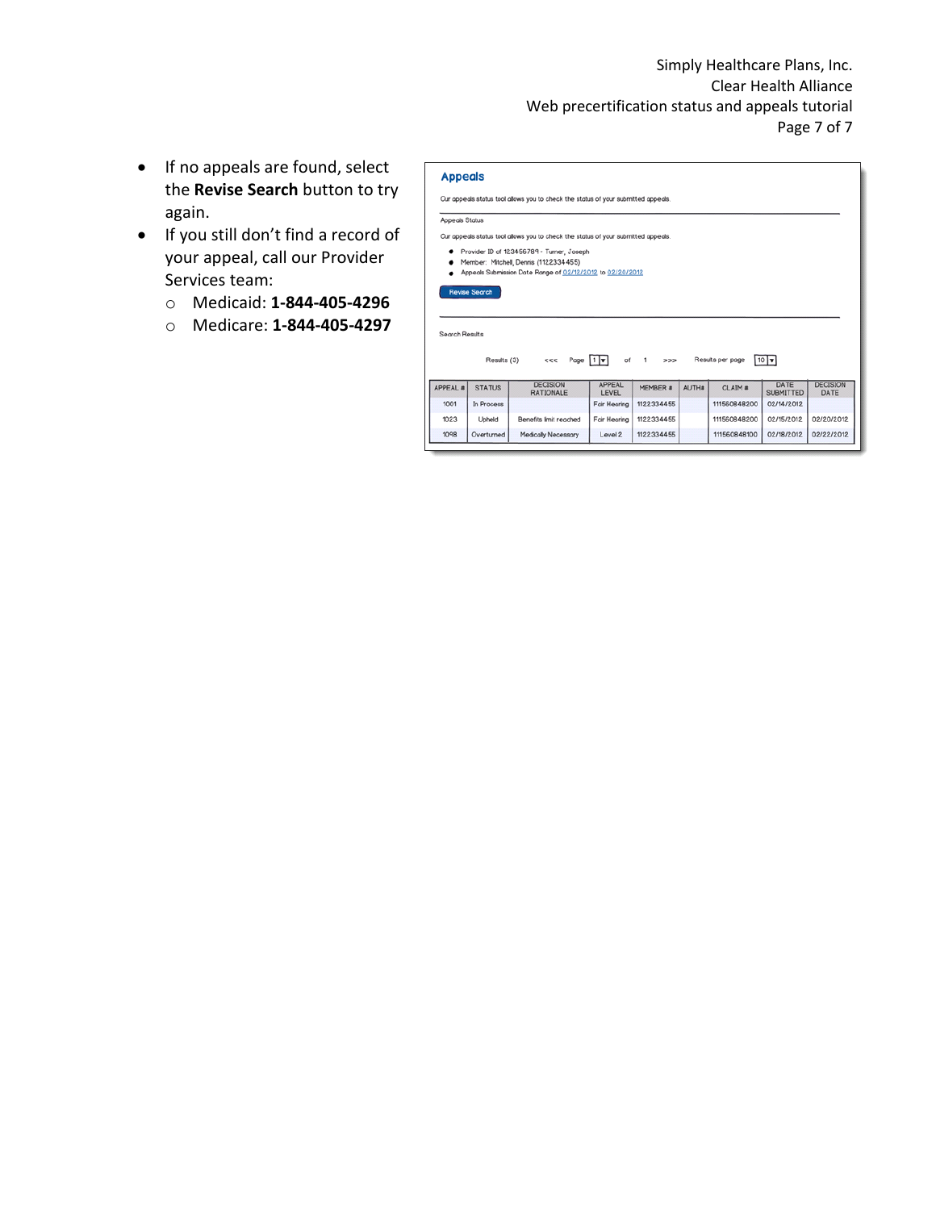- If no appeals are found, select the **Revise Search** button to try again.
- If you still don't find a record of your appeal, call our Provider Services team:
  - Medicaid: **1-844-405-4296**
  - Medicare: **1-844-405-4297**

## Appeals

Our appeals status tool allows you to check the status of your submitted appeals.

Appeals Status

Our appeals status tool allows you to check the status of your submitted appeals.

- Provider ID of 123456789 - Turner, Joseph
- Member: Mitchell, Dennis (1122334455)
- Appeals Submission Date Range of 02/12/2012 to 02/20/2012

Revise Search

Search Results

Results (3) <<< Page 1 of 1 >>> Results per page 10

| APPEAL # | STATUS | DECISION RATIONALE | APPEAL LEVEL | MEMBER # | AUTH# | CLAIM # | DATE SUBMITTED | DECISION DATE |
|---|---|---|---|---|---|---|---|---|
| 1001 | In Process | | Fair Hearing | 1122334455 | | 111560848200 | 02/14/2012 | |
| 1023 | Upheld | Benefits limit reached | Fair Hearing | 1122334455 | | 111560848200 | 02/15/2012 | 02/20/2012 |
| 1098 | Overturned | Medically Necessary | Level 2 | 1122334455 | | 111560848100 | 02/18/2012 | 02/22/2012 |